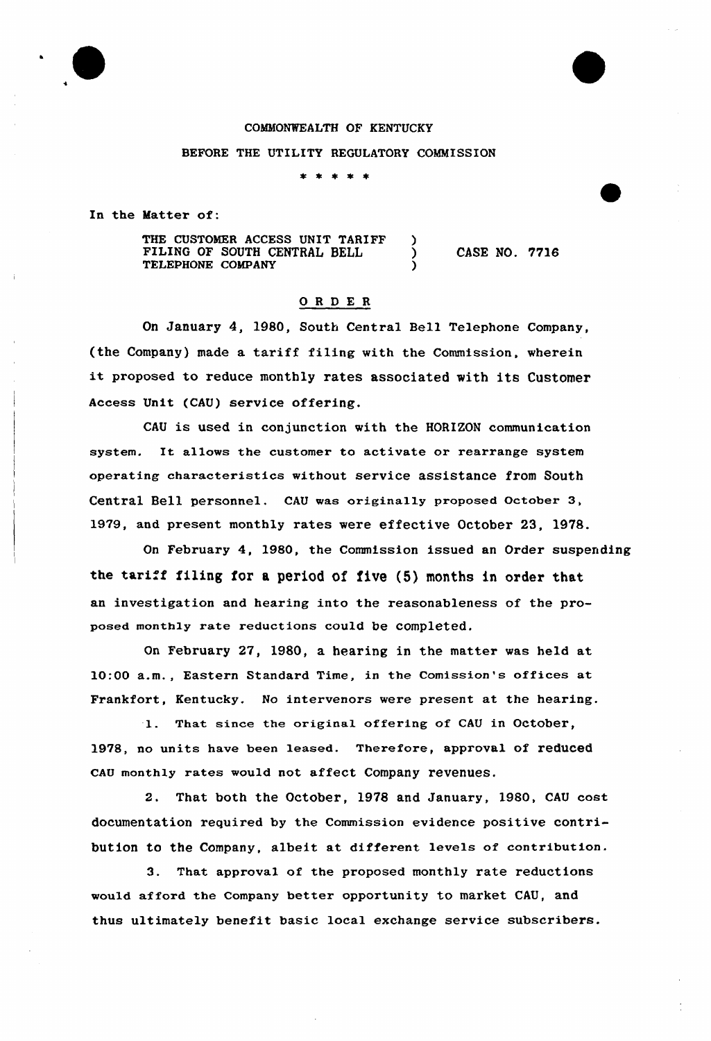COMMONWEALTH OF KENTUCKY

BEFORE THE UTILITY REGULATORY COMMISSION

\* \* \* \* \*

In the Matter of:

THE CUSTOMER ACCESS UNIT TARIFF FILING OF SOUTH CENTRAL BELL TELEPHONE COMPANY ) CASE NO. 7716

## ORDER

On January 4, 1980, South Central Bell Telephone Company, (the Company) made a tariff filing with the Commission, wherein it proposed to reduce monthly rates associated with its Customer Access Unit (CAU) service offering.

CAU is used in conjunction with the HORIZON communication system. It allows the customer to activate or rearrange system operating characteristics without service assistance from South Central Bell personnel. CAU was originally proposed October 3, 1979, and present monthly rates were effective October 23, 1978.

On February 4, 1980, the Commission issued an Order suspending the tariff filing for a period of five (5) months in order that an investigation and hearing into the reasonableness of the proposed monthly rate reductions could be completed.

On February 27, 1980, a hearing in the matter was held at 10:00 a.m., Eastern Standard Time, in the Comission's offices at Frankfort, Kentucky. No intervenors were present at the hearing.

1. That since the original offering of CAU in October, 1978, no units have been leased. Therefore, approval of reduced CAU monthly rates would not affect Company revenues.

2. That both the October, 1978 and January, 1980, CAU cost documentation required by the Commission evidence positive contribution to the Company, albeit at different levels of contribution.

3. That approval of the proposed monthly rate reductions would afford the Company better opportunity to market CAU, and thus ultimately benefit basic local exchange service subscribers.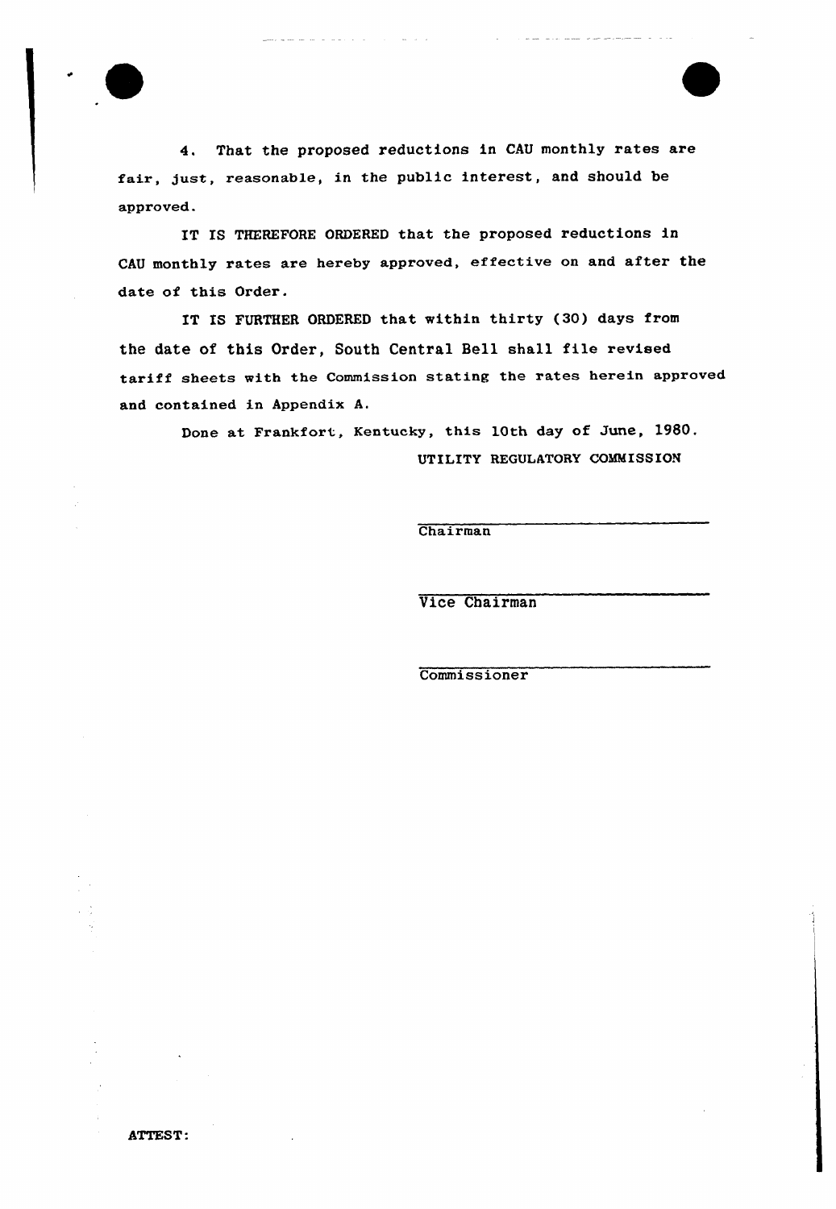4. That the proposed reductions in CAU monthly rates are fair, just, reasonable, in the public interest, and should be approved.

IT IS THEREFORE ORDERED that the proposed reductions in CAU monthly rates are hereby approved, effective on and after the date of this Order.

IT IS FURTHER ORDERED that within thirty (30) days from the date of this Order, South Central Bell shall file revised tariff sheets with the Commission stating the rates herein approved and contained in Appendix A.

Done at Frankfort, Kentucky, this 10th day of June, 1980.

UTILITY REGULATORY COMMISSION

Chairman

Vice Chairman

Commissioner

ATTEST: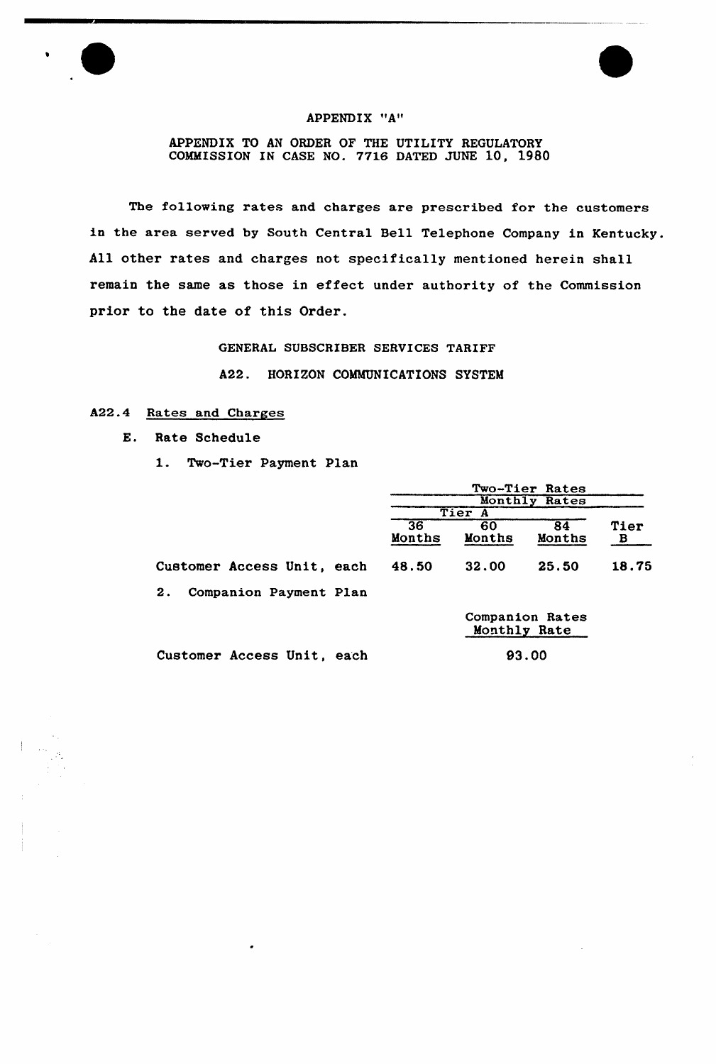APPENDIX "A"

APPENDIX TO AN ORDER OF THE UTILITY REGULATORY COMMISSION IN CASE NO. 7716 DATED JUNE 10, 1980

The following rates and charges are prescribed for the customers in the area served by South Central Bell Telephone Company in Kentucky. All other rates and charges not specifically mentioned herein shall remain the same as those in effect under authority of the Commission prior to the date of this Order.

GENERAL SUBSCRIBER SERVICES TARIFF

A22. HORIZON COMMUNICATIONS SYSTEM

A22.4 Rates and Charges

E. Rate Schedule

1. Two-Tier Payment Plan

| | Two-Tier Rates Monthly Rates | | | |
|---|---|---|---|---|
| | Tier A | | | |
| | 36 Months | 60 Months | 84 Months | Tier B |
| Customer Access Unit, each | 48.50 | 32.00 | 25.50 | 18.75 |

2. Companion Payment Plan

| | Companion Rates Monthly Rate |
|---|---|
| Customer Access Unit, each | 93.00 |